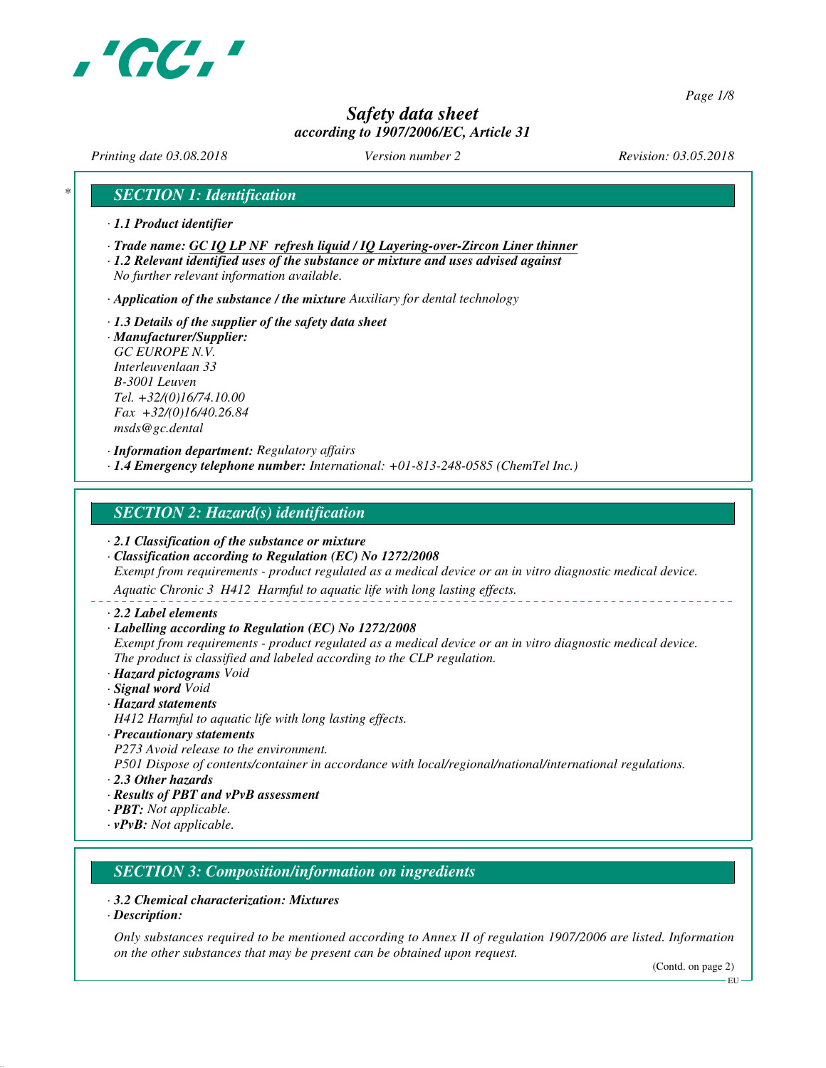# Safety data sheet

*according to 1907/2006/EC, Article 31*

*Printing date 03.08.2018* *Version number 2* *Revision: 03.05.2018*

## SECTION 1: Identification

· **1.1 Product identifier**

· **Trade name: GC IQ LP NF refresh liquid / IQ Layering-over-Zircon Liner thinner**

· **1.2 Relevant identified uses of the substance or mixture and uses advised against**
No further relevant information available.

· **Application of the substance / the mixture** Auxiliary for dental technology

· **1.3 Details of the supplier of the safety data sheet**

· **Manufacturer/Supplier:**
GC EUROPE N.V.
Interleuvenlaan 33
B-3001 Leuven
Tel. +32/(0)16/74.10.00
Fax +32/(0)16/40.26.84
msds@gc.dental

· **Information department:** Regulatory affairs

· **1.4 Emergency telephone number:** International: +01-813-248-0585 (ChemTel Inc.)

## SECTION 2: Hazard(s) identification

· **2.1 Classification of the substance or mixture**

· **Classification according to Regulation (EC) No 1272/2008**
Exempt from requirements - product regulated as a medical device or an in vitro diagnostic medical device.
Aquatic Chronic 3 H412 Harmful to aquatic life with long lasting effects.

· **2.2 Label elements**

· **Labelling according to Regulation (EC) No 1272/2008**
Exempt from requirements - product regulated as a medical device or an in vitro diagnostic medical device.
The product is classified and labeled according to the CLP regulation.

· **Hazard pictograms** Void

· **Signal word** Void

· **Hazard statements**
H412 Harmful to aquatic life with long lasting effects.

· **Precautionary statements**
P273 Avoid release to the environment.
P501 Dispose of contents/container in accordance with local/regional/national/international regulations.

· **2.3 Other hazards**

· **Results of PBT and vPvB assessment**

· **PBT:** Not applicable.

· **vPvB:** Not applicable.

## SECTION 3: Composition/information on ingredients

· **3.2 Chemical characterization: Mixtures**

· **Description:**

Only substances required to be mentioned according to Annex II of regulation 1907/2006 are listed. Information on the other substances that may be present can be obtained upon request.

(Contd. on page 2)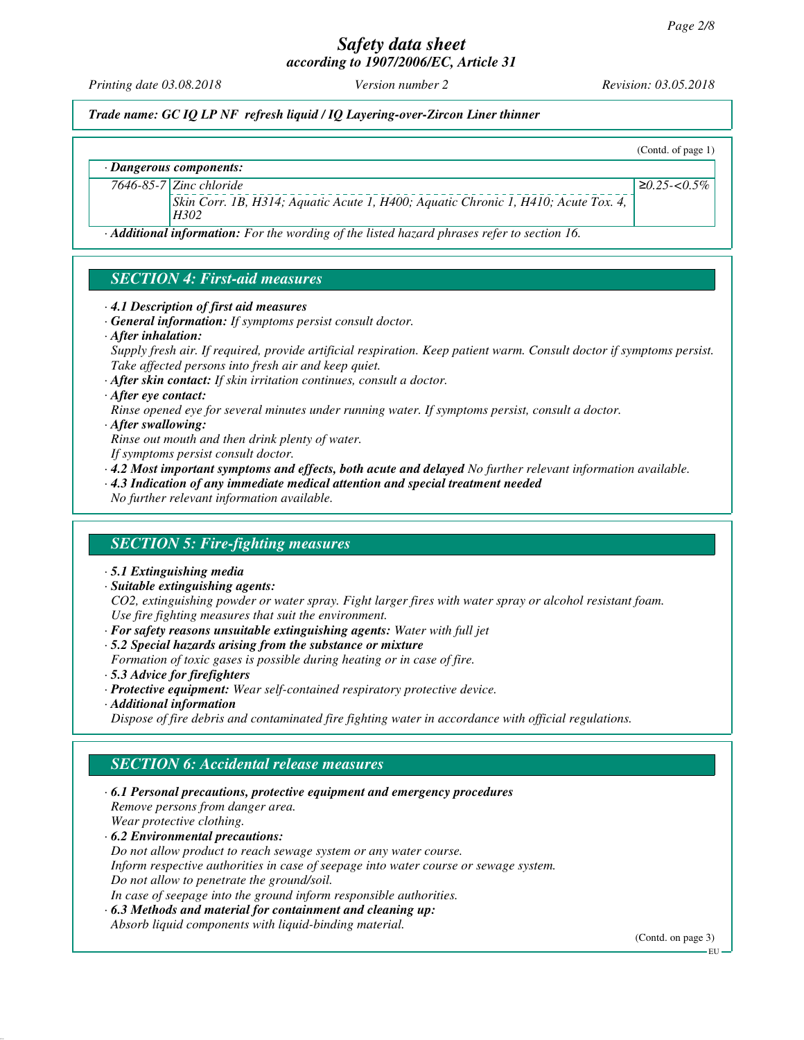*Safety data sheet*
*according to 1907/2006/EC, Article 31*

*Printing date 03.08.2018* | *Version number 2* | *Revision: 03.05.2018*

***Trade name: GC IQ LP NF refresh liquid / IQ Layering-over-Zircon Liner thinner***

(Contd. of page 1)

· ***Dangerous components:***

| | | |
|---|---|---|
| 7646-85-7 | Zinc chloride | ≥0.25-<0.5% |
| | Skin Corr. 1B, H314; Aquatic Acute 1, H400; Aquatic Chronic 1, H410; Acute Tox. 4, H302 | |

· ***Additional information:*** *For the wording of the listed hazard phrases refer to section 16.*

## SECTION 4: First-aid measures

· ***4.1 Description of first aid measures***
· ***General information:*** *If symptoms persist consult doctor.*
· ***After inhalation:***
*Supply fresh air. If required, provide artificial respiration. Keep patient warm. Consult doctor if symptoms persist.*
*Take affected persons into fresh air and keep quiet.*
· ***After skin contact:*** *If skin irritation continues, consult a doctor.*
· ***After eye contact:***
*Rinse opened eye for several minutes under running water. If symptoms persist, consult a doctor.*
· ***After swallowing:***
*Rinse out mouth and then drink plenty of water.*
*If symptoms persist consult doctor.*
· ***4.2 Most important symptoms and effects, both acute and delayed*** *No further relevant information available.*
· ***4.3 Indication of any immediate medical attention and special treatment needed***
*No further relevant information available.*

## SECTION 5: Fire-fighting measures

· ***5.1 Extinguishing media***
· ***Suitable extinguishing agents:***
*$CO_2$, extinguishing powder or water spray. Fight larger fires with water spray or alcohol resistant foam.*
*Use fire fighting measures that suit the environment.*
· ***For safety reasons unsuitable extinguishing agents:*** *Water with full jet*
· ***5.2 Special hazards arising from the substance or mixture***
*Formation of toxic gases is possible during heating or in case of fire.*
· ***5.3 Advice for firefighters***
· ***Protective equipment:*** *Wear self-contained respiratory protective device.*
· ***Additional information***
*Dispose of fire debris and contaminated fire fighting water in accordance with official regulations.*

## SECTION 6: Accidental release measures

· ***6.1 Personal precautions, protective equipment and emergency procedures***
*Remove persons from danger area.*
*Wear protective clothing.*
· ***6.2 Environmental precautions:***
*Do not allow product to reach sewage system or any water course.*
*Inform respective authorities in case of seepage into water course or sewage system.*
*Do not allow to penetrate the ground/soil.*
*In case of seepage into the ground inform responsible authorities.*
· ***6.3 Methods and material for containment and cleaning up:***
*Absorb liquid components with liquid-binding material.*

(Contd. on page 3)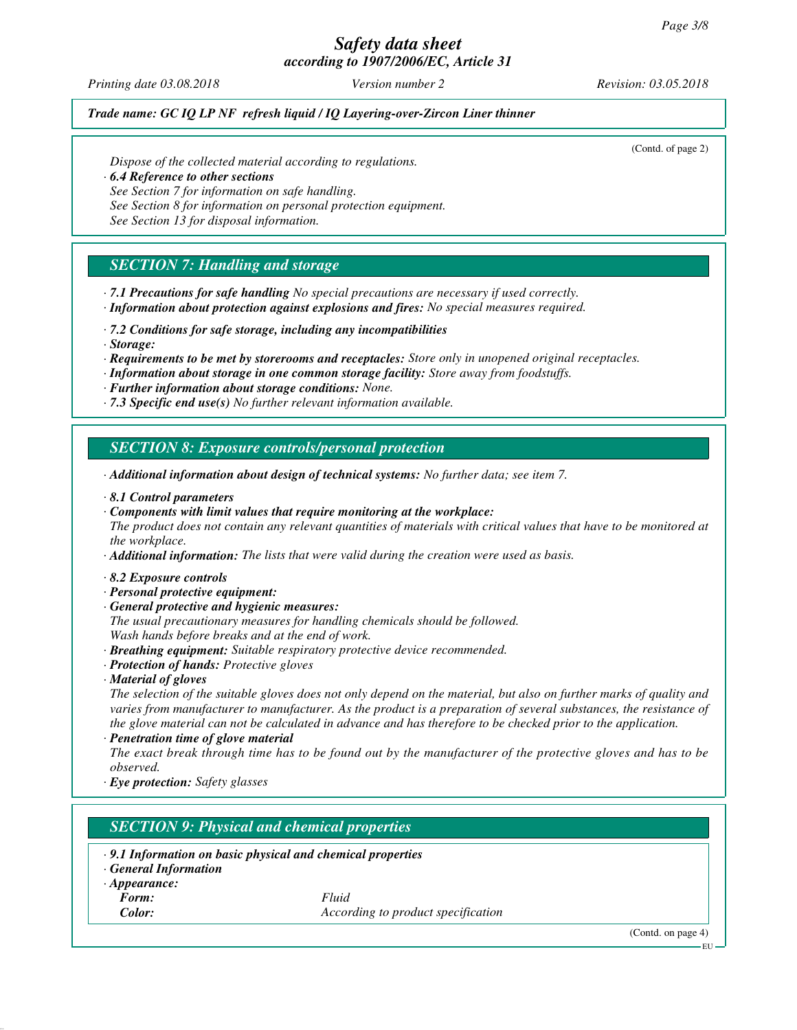*Trade name: GC IQ LP NF refresh liquid / IQ Layering-over-Zircon Liner thinner*

(Contd. of page 2)

Dispose of the collected material according to regulations.

· **6.4 Reference to other sections**
See Section 7 for information on safe handling.
See Section 8 for information on personal protection equipment.
See Section 13 for disposal information.

## SECTION 7: Handling and storage

· **7.1 Precautions for safe handling** No special precautions are necessary if used correctly.
· **Information about protection against explosions and fires:** No special measures required.

· **7.2 Conditions for safe storage, including any incompatibilities**
· **Storage:**
· **Requirements to be met by storerooms and receptacles:** Store only in unopened original receptacles.
· **Information about storage in one common storage facility:** Store away from foodstuffs.
· **Further information about storage conditions:** None.
· **7.3 Specific end use(s)** No further relevant information available.

## SECTION 8: Exposure controls/personal protection

· **Additional information about design of technical systems:** No further data; see item 7.

· **8.1 Control parameters**
· **Components with limit values that require monitoring at the workplace:**
The product does not contain any relevant quantities of materials with critical values that have to be monitored at the workplace.
· **Additional information:** The lists that were valid during the creation were used as basis.

· **8.2 Exposure controls**
· **Personal protective equipment:**
· **General protective and hygienic measures:**
The usual precautionary measures for handling chemicals should be followed.
Wash hands before breaks and at the end of work.
· **Breathing equipment:** Suitable respiratory protective device recommended.
· **Protection of hands:** Protective gloves
· **Material of gloves**
The selection of the suitable gloves does not only depend on the material, but also on further marks of quality and varies from manufacturer to manufacturer. As the product is a preparation of several substances, the resistance of the glove material can not be calculated in advance and has therefore to be checked prior to the application.
· **Penetration time of glove material**
The exact break through time has to be found out by the manufacturer of the protective gloves and has to be observed.
· **Eye protection:** Safety glasses

## SECTION 9: Physical and chemical properties

· **9.1 Information on basic physical and chemical properties**
· **General Information**
· **Appearance:**

| | |
|---|---|
| **Form:** | Fluid |
| **Color:** | According to product specification |

(Contd. on page 4)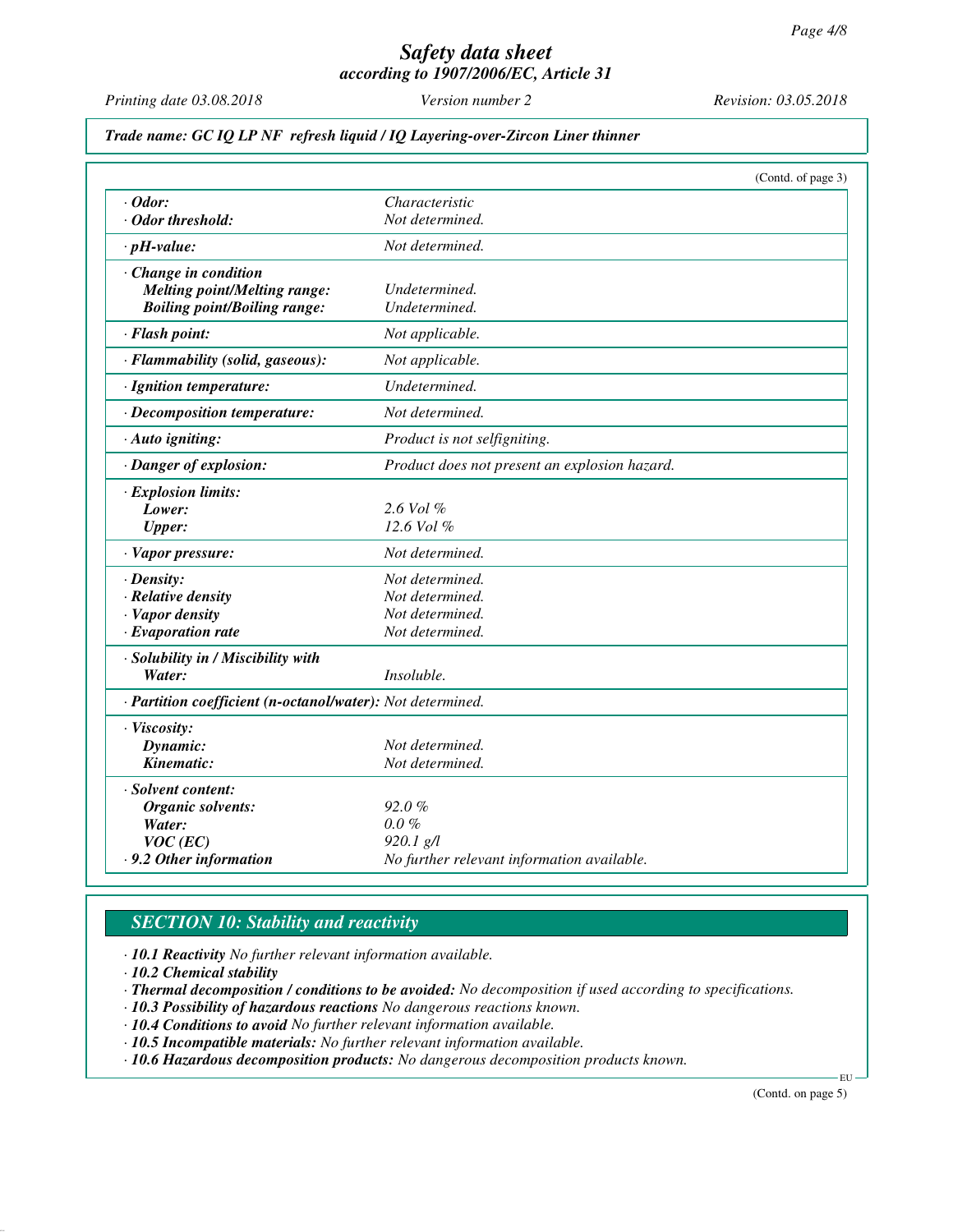*Safety data sheet*
*according to 1907/2006/EC, Article 31*

*Printing date 03.08.2018* *Version number 2* *Revision: 03.05.2018*

***Trade name: GC IQ LP NF refresh liquid / IQ Layering-over-Zircon Liner thinner***

(Contd. of page 3)

| | |
|---|---|
| **· Odor:** | *Characteristic* |
| **· Odor threshold:** | *Not determined.* |
| **· pH-value:** | *Not determined.* |
| **· Change in condition** | |
| **Melting point/Melting range:** | *Undetermined.* |
| **Boiling point/Boiling range:** | *Undetermined.* |
| **· Flash point:** | *Not applicable.* |
| **· Flammability (solid, gaseous):** | *Not applicable.* |
| **· Ignition temperature:** | *Undetermined.* |
| **· Decomposition temperature:** | *Not determined.* |
| **· Auto igniting:** | *Product is not selfigniting.* |
| **· Danger of explosion:** | *Product does not present an explosion hazard.* |
| **· Explosion limits:** | |
| **Lower:** | *2.6 Vol %* |
| **Upper:** | *12.6 Vol %* |
| **· Vapor pressure:** | *Not determined.* |
| **· Density:** | *Not determined.* |
| **· Relative density** | *Not determined.* |
| **· Vapor density** | *Not determined.* |
| **· Evaporation rate** | *Not determined.* |
| **· Solubility in / Miscibility with** | |
| **Water:** | *Insoluble.* |
| **· Partition coefficient (n-octanol/water):** | *Not determined.* |
| **· Viscosity:** | |
| **Dynamic:** | *Not determined.* |
| **Kinematic:** | *Not determined.* |
| **· Solvent content:** | |
| **Organic solvents:** | *92.0 %* |
| **Water:** | *0.0 %* |
| **VOC (EC)** | *920.1 g/l* |
| **· 9.2 Other information** | *No further relevant information available.* |

## *SECTION 10: Stability and reactivity*

· ***10.1 Reactivity*** *No further relevant information available.*
· ***10.2 Chemical stability***
· ***Thermal decomposition / conditions to be avoided:*** *No decomposition if used according to specifications.*
· ***10.3 Possibility of hazardous reactions*** *No dangerous reactions known.*
· ***10.4 Conditions to avoid*** *No further relevant information available.*
· ***10.5 Incompatible materials:*** *No further relevant information available.*
· ***10.6 Hazardous decomposition products:*** *No dangerous decomposition products known.*

(Contd. on page 5)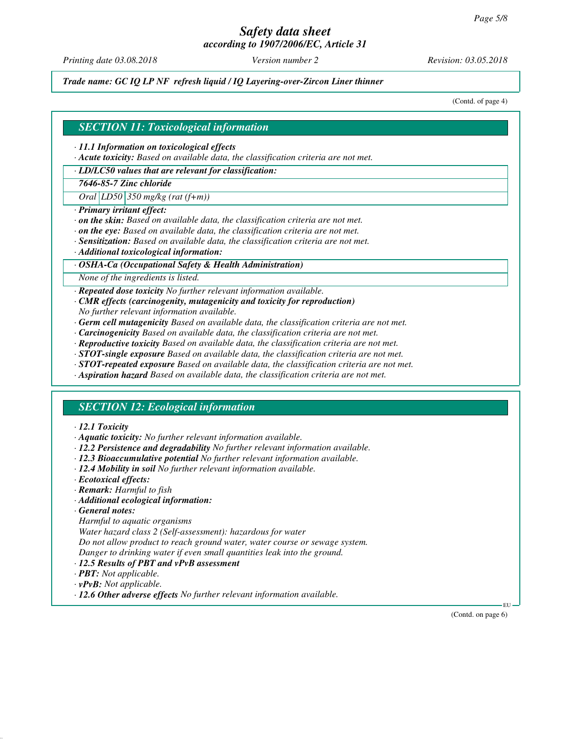*Trade name: GC IQ LP NF refresh liquid / IQ Layering-over-Zircon Liner thinner*

(Contd. of page 4)

## SECTION 11: Toxicological information

· ***11.1 Information on toxicological effects***

· ***Acute toxicity:*** *Based on available data, the classification criteria are not met.*

· ***LD/LC50 values that are relevant for classification:***

| ***7646-85-7 Zinc chloride*** | | |
|---|---|---|
| *Oral* | *LD50* | *350 mg/kg (rat (f+m))* |

· ***Primary irritant effect:***

· ***on the skin:*** *Based on available data, the classification criteria are not met.*

· ***on the eye:*** *Based on available data, the classification criteria are not met.*

· ***Sensitization:*** *Based on available data, the classification criteria are not met.*

· ***Additional toxicological information:***

· ***OSHA-Ca (Occupational Safety & Health Administration)***

*None of the ingredients is listed.*

· ***Repeated dose toxicity*** *No further relevant information available.*

· ***CMR effects (carcinogenity, mutagenicity and toxicity for reproduction)***
*No further relevant information available.*

· ***Germ cell mutagenicity*** *Based on available data, the classification criteria are not met.*

· ***Carcinogenicity*** *Based on available data, the classification criteria are not met.*

· ***Reproductive toxicity*** *Based on available data, the classification criteria are not met.*

· ***STOT-single exposure*** *Based on available data, the classification criteria are not met.*

· ***STOT-repeated exposure*** *Based on available data, the classification criteria are not met.*

· ***Aspiration hazard*** *Based on available data, the classification criteria are not met.*

## SECTION 12: Ecological information

· ***12.1 Toxicity***

· ***Aquatic toxicity:*** *No further relevant information available.*

· ***12.2 Persistence and degradability*** *No further relevant information available.*

· ***12.3 Bioaccumulative potential*** *No further relevant information available.*

· ***12.4 Mobility in soil*** *No further relevant information available.*

· ***Ecotoxical effects:***

· ***Remark:*** *Harmful to fish*

· ***Additional ecological information:***

· ***General notes:***

*Harmful to aquatic organisms*

*Water hazard class 2 (Self-assessment): hazardous for water*

*Do not allow product to reach ground water, water course or sewage system.*

*Danger to drinking water if even small quantities leak into the ground.*

· ***12.5 Results of PBT and vPvB assessment***

· ***PBT:*** *Not applicable.*

· ***vPvB:*** *Not applicable.*

· ***12.6 Other adverse effects*** *No further relevant information available.*

(Contd. on page 6)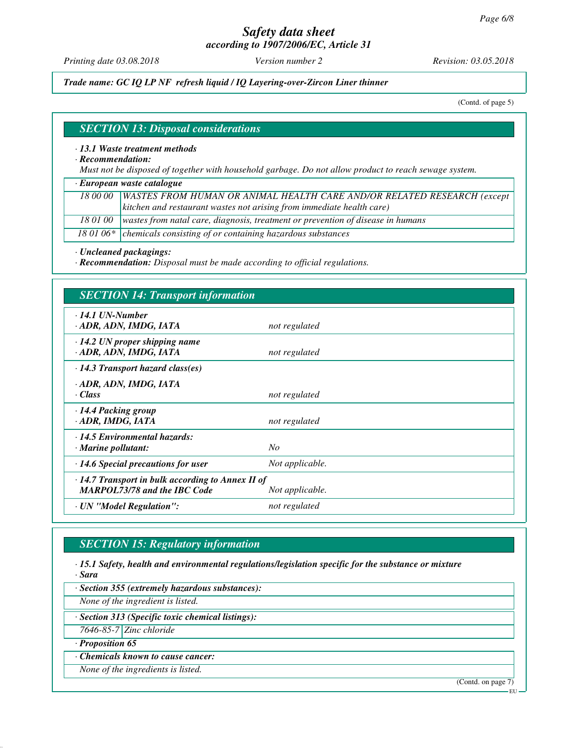*Trade name: GC IQ LP NF refresh liquid / IQ Layering-over-Zircon Liner thinner*

(Contd. of page 5)

## SECTION 13: Disposal considerations

· **13.1 Waste treatment methods**
· **Recommendation:**
*Must not be disposed of together with household garbage. Do not allow product to reach sewage system.*

· **European waste catalogue**

| | |
|---|---|
| 18 00 00 | WASTES FROM HUMAN OR ANIMAL HEALTH CARE AND/OR RELATED RESEARCH (except kitchen and restaurant wastes not arising from immediate health care) |
| 18 01 00 | wastes from natal care, diagnosis, treatment or prevention of disease in humans |
| 18 01 06* | chemicals consisting of or containing hazardous substances |

· **Uncleaned packagings:**
· **Recommendation:** *Disposal must be made according to official regulations.*

## SECTION 14: Transport information

| | |
|---|---|
| · **14.1 UN-Number**<br>· **ADR, ADN, IMDG, IATA** | not regulated |
| · **14.2 UN proper shipping name**<br>· **ADR, ADN, IMDG, IATA** | not regulated |
| · **14.3 Transport hazard class(es)**<br>· **ADR, ADN, IMDG, IATA**<br>· **Class** | not regulated |
| · **14.4 Packing group**<br>· **ADR, IMDG, IATA** | not regulated |
| · **14.5 Environmental hazards:**<br>· **Marine pollutant:** | No |
| · **14.6 Special precautions for user** | Not applicable. |
| · **14.7 Transport in bulk according to Annex II of MARPOL73/78 and the IBC Code** | Not applicable. |
| · **UN "Model Regulation":** | not regulated |

## SECTION 15: Regulatory information

· **15.1 Safety, health and environmental regulations/legislation specific for the substance or mixture**
· **Sara**

· **Section 355 (extremely hazardous substances):**

*None of the ingredient is listed.*

· **Section 313 (Specific toxic chemical listings):**

| | |
|---|---|
| 7646-85-7 | Zinc chloride |

· **Proposition 65**

· **Chemicals known to cause cancer:**

*None of the ingredients is listed.*

(Contd. on page 7)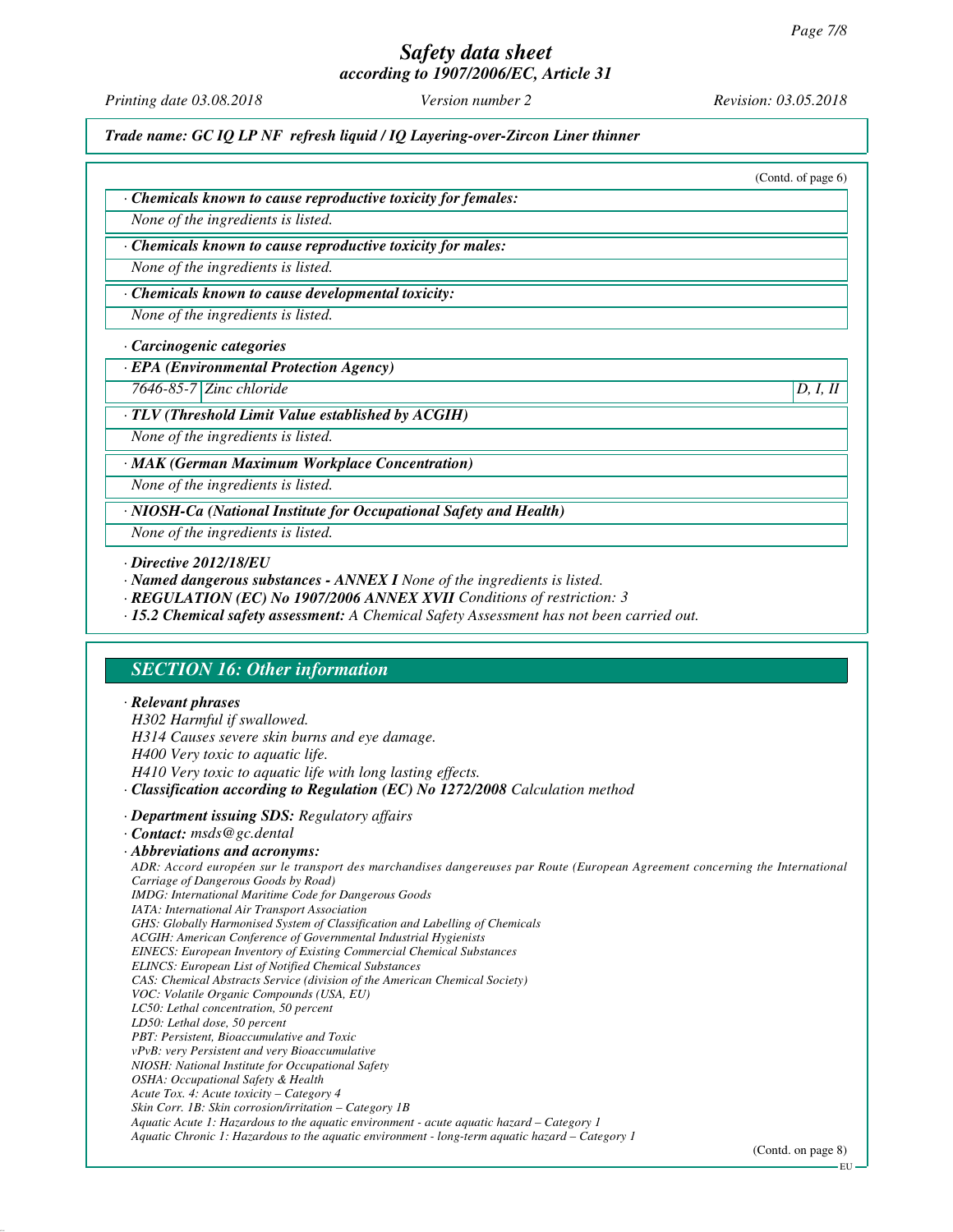(Contd. of page 6)

· **Chemicals known to cause reproductive toxicity for females:**

None of the ingredients is listed.

· **Chemicals known to cause reproductive toxicity for males:**

None of the ingredients is listed.

· **Chemicals known to cause developmental toxicity:**

None of the ingredients is listed.

· **Carcinogenic categories**

· **EPA (Environmental Protection Agency)**

| | | |
|---|---|---|
| 7646-85-7 | Zinc chloride | D, I, II |

· **TLV (Threshold Limit Value established by ACGIH)**

None of the ingredients is listed.

· **MAK (German Maximum Workplace Concentration)**

None of the ingredients is listed.

· **NIOSH-Ca (National Institute for Occupational Safety and Health)**

None of the ingredients is listed.

· **Directive 2012/18/EU**

· **Named dangerous substances - ANNEX I** None of the ingredients is listed.

· **REGULATION (EC) No 1907/2006 ANNEX XVII** Conditions of restriction: 3

· **15.2 Chemical safety assessment:** A Chemical Safety Assessment has not been carried out.

## SECTION 16: Other information

· **Relevant phrases**

H302 Harmful if swallowed.
H314 Causes severe skin burns and eye damage.
H400 Very toxic to aquatic life.
H410 Very toxic to aquatic life with long lasting effects.

· **Classification according to Regulation (EC) No 1272/2008** Calculation method

· **Department issuing SDS:** Regulatory affairs

· **Contact:** msds@gc.dental

· **Abbreviations and acronyms:**

ADR: Accord européen sur le transport des marchandises dangereuses par Route (European Agreement concerning the International Carriage of Dangerous Goods by Road)
IMDG: International Maritime Code for Dangerous Goods
IATA: International Air Transport Association
GHS: Globally Harmonised System of Classification and Labelling of Chemicals
ACGIH: American Conference of Governmental Industrial Hygienists
EINECS: European Inventory of Existing Commercial Chemical Substances
ELINCS: European List of Notified Chemical Substances
CAS: Chemical Abstracts Service (division of the American Chemical Society)
VOC: Volatile Organic Compounds (USA, EU)
LC50: Lethal concentration, 50 percent
LD50: Lethal dose, 50 percent
PBT: Persistent, Bioaccumulative and Toxic
vPvB: very Persistent and very Bioaccumulative
NIOSH: National Institute for Occupational Safety
OSHA: Occupational Safety & Health
Acute Tox. 4: Acute toxicity – Category 4
Skin Corr. 1B: Skin corrosion/irritation – Category 1B
Aquatic Acute 1: Hazardous to the aquatic environment - acute aquatic hazard – Category 1
Aquatic Chronic 1: Hazardous to the aquatic environment - long-term aquatic hazard – Category 1

(Contd. on page 8)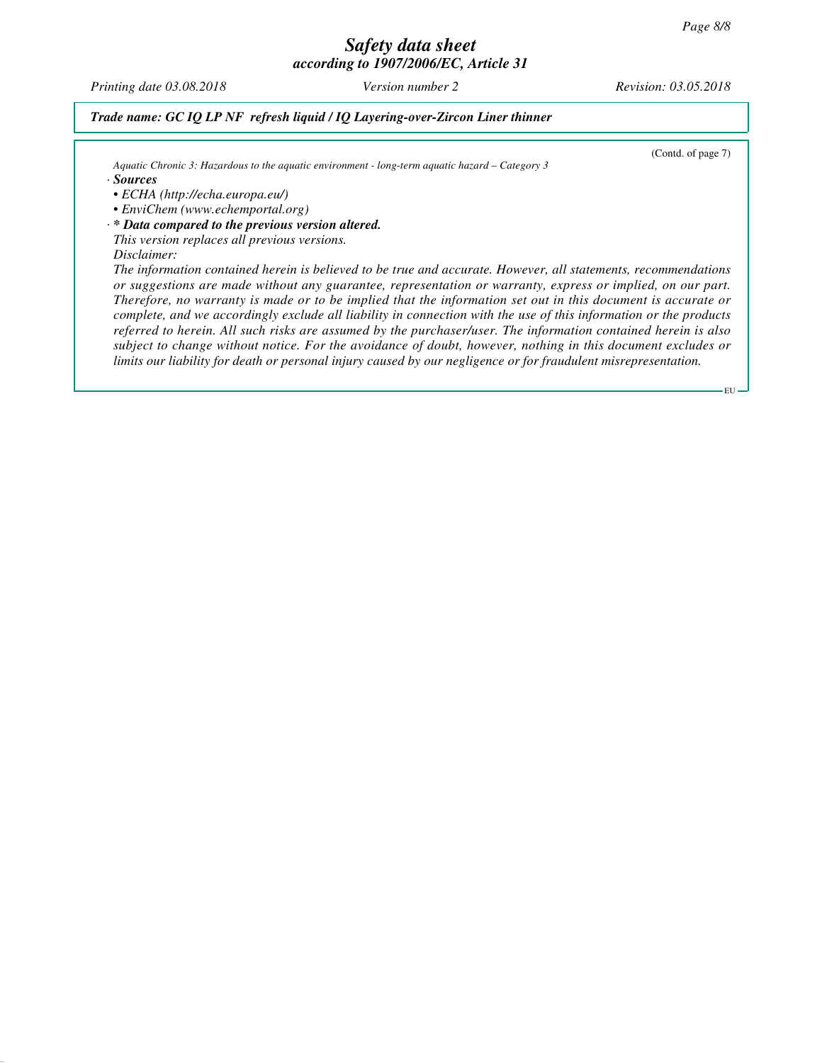*Aquatic Chronic 3: Hazardous to the aquatic environment - long-term aquatic hazard – Category 3*

· ***Sources***

- *ECHA (http://echa.europa.eu/)*
- *EnviChem (www.echemportal.org)*

· ***\* Data compared to the previous version altered.***

*This version replaces all previous versions.*

*Disclaimer:*

*The information contained herein is believed to be true and accurate. However, all statements, recommendations or suggestions are made without any guarantee, representation or warranty, express or implied, on our part. Therefore, no warranty is made or to be implied that the information set out in this document is accurate or complete, and we accordingly exclude all liability in connection with the use of this information or the products referred to herein. All such risks are assumed by the purchaser/user. The information contained herein is also subject to change without notice. For the avoidance of doubt, however, nothing in this document excludes or limits our liability for death or personal injury caused by our negligence or for fraudulent misrepresentation.*